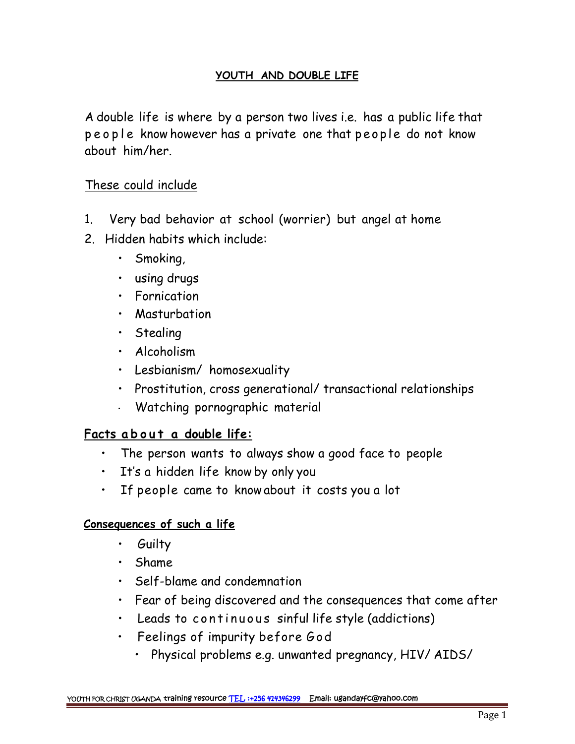## YOUTH AND DOUBLE LIFE

A double life is where by a person two lives i.e. has a public life that people know however has a private one that people do not know about him/her.

These could include

1. Very bad behavior at school (worrier) but angel at home
2. Hidden habits which include:
   - Smoking,
   - using drugs
   - Fornication
   - Masturbation
   - Stealing
   - Alcoholism
   - Lesbianism/ homosexuality
   - Prostitution, cross generational/ transactional relationships
   - Watching pornographic material

### Facts about a double life:

- The person wants to always show a good face to people
- It's a hidden life know by only you
- If people came to know about it costs you a lot

#### Consequences of such a life

- Guilty
- Shame
- Self-blame and condemnation
- Fear of being discovered and the consequences that come after
- Leads to continuous sinful life style (addictions)
- Feelings of impurity before God
  - Physical problems e.g. unwanted pregnancy, HIV/ AIDS/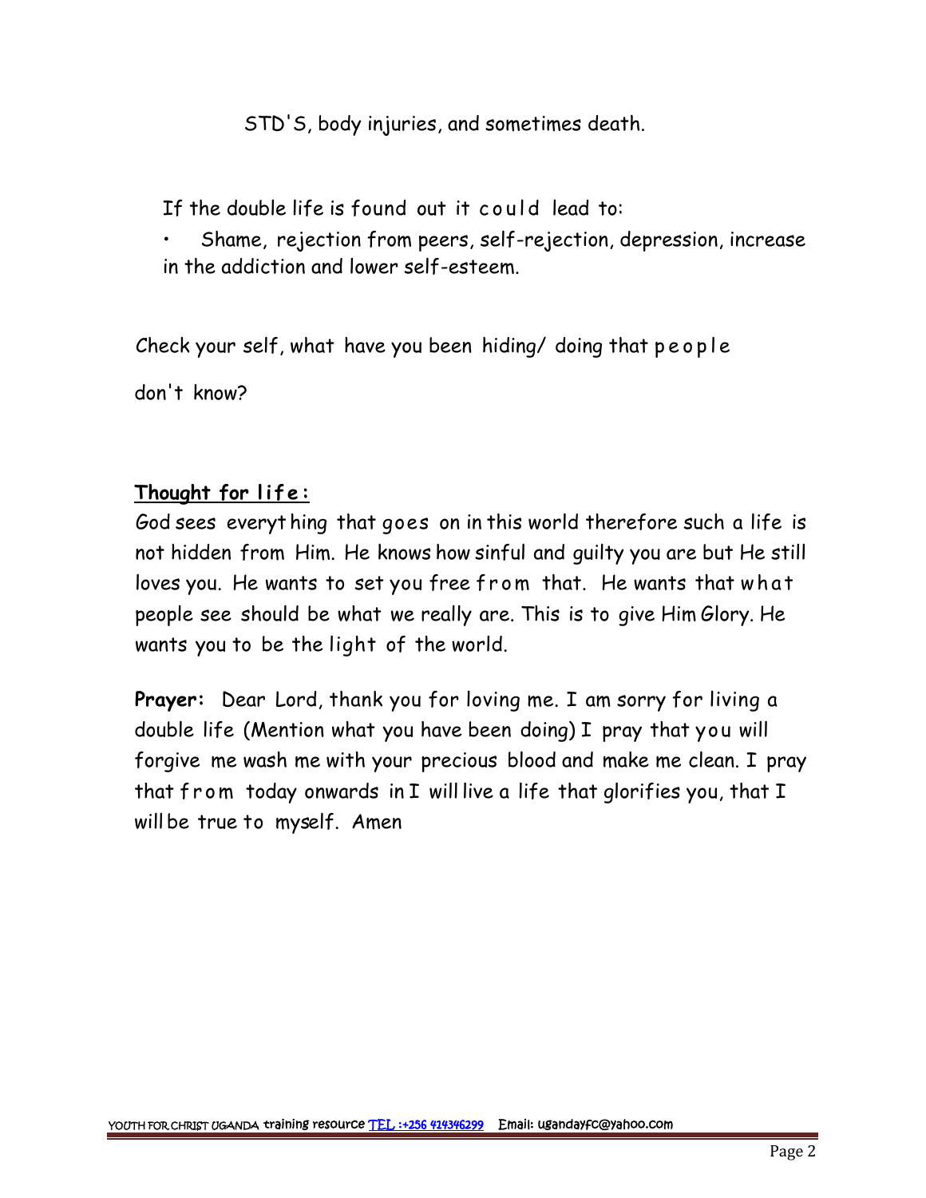STD'S, body injuries, and sometimes death.

If the double life is found out it could lead to:

- Shame, rejection from peers, self-rejection, depression, increase in the addiction and lower self-esteem.

Check your self, what have you been hiding/ doing that people don't know?

**Thought for life:**

God sees everything that goes on in this world therefore such a life is not hidden from Him. He knows how sinful and guilty you are but He still loves you. He wants to set you free from that. He wants that what people see should be what we really are. This is to give Him Glory. He wants you to be the light of the world.

**Prayer:** Dear Lord, thank you for loving me. I am sorry for living a double life (Mention what you have been doing) I pray that you will forgive me wash me with your precious blood and make me clean. I pray that from today onwards in I will live a life that glorifies you, that I will be true to myself. Amen